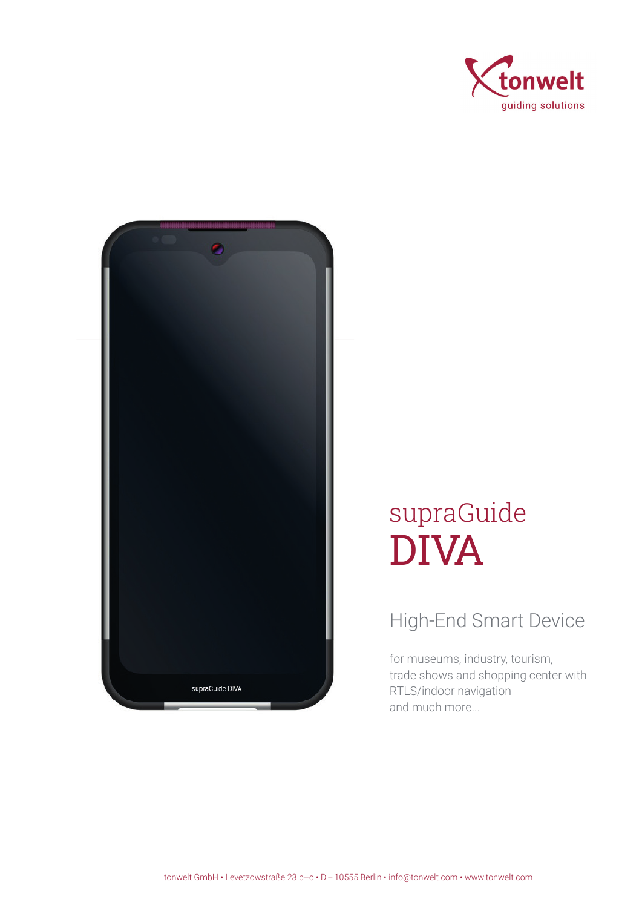tonwelt
guiding solutions

# supraGuide DIVA

## High-End Smart Device

for museums, industry, tourism, trade shows and shopping center with RTLS/indoor navigation and much more...

tonwelt GmbH • Levetzowstraße 23 b–c • D – 10555 Berlin • info@tonwelt.com • www.tonwelt.com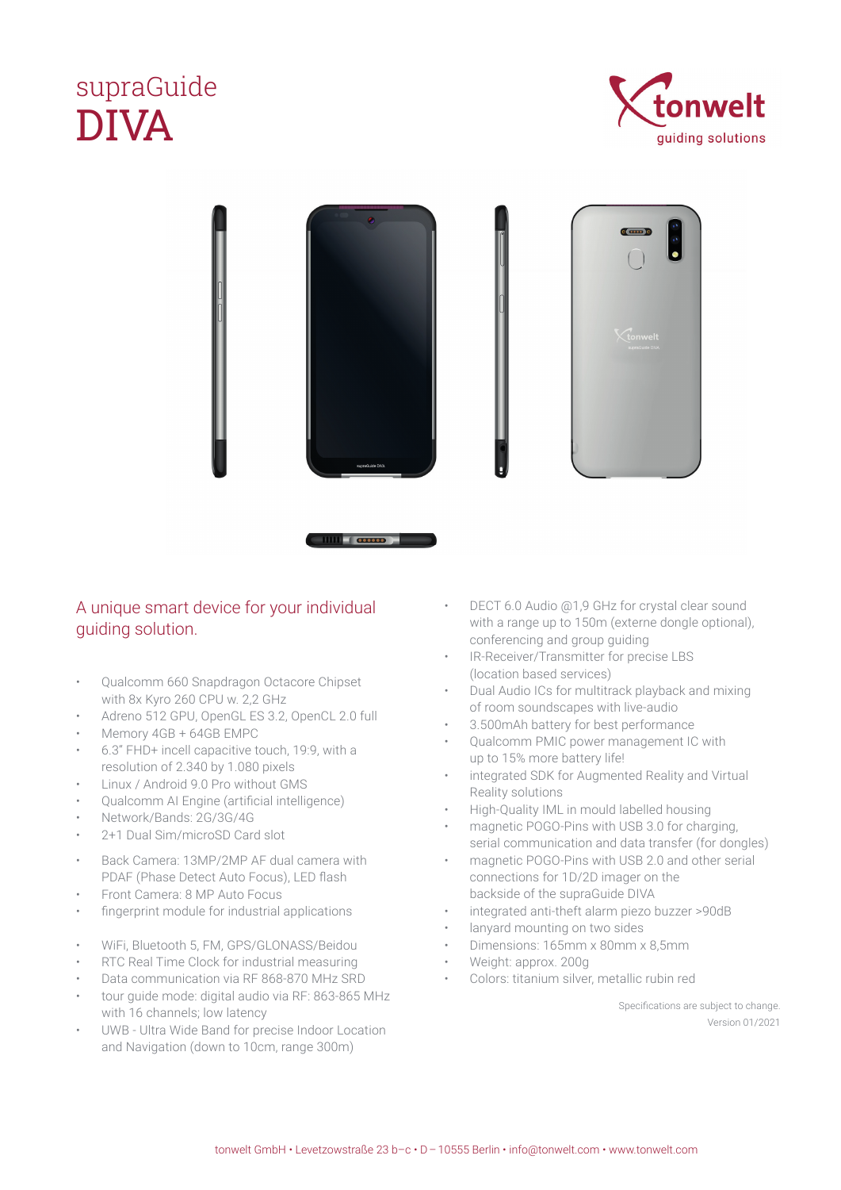# supraGuide
# DIVA

tonwelt
guiding solutions

## A unique smart device for your individual guiding solution.

- Qualcomm 660 Snapdragon Octacore Chipset with 8x Kyro 260 CPU w. 2,2 GHz
- Adreno 512 GPU, OpenGL ES 3.2, OpenCL 2.0 full
- Memory 4GB + 64GB EMPC
- 6.3" FHD+ incell capacitive touch, 19:9, with a resolution of 2.340 by 1.080 pixels
- Linux / Android 9.0 Pro without GMS
- Qualcomm AI Engine (artificial intelligence)
- Network/Bands: 2G/3G/4G
- 2+1 Dual Sim/microSD Card slot

- Back Camera: 13MP/2MP AF dual camera with PDAF (Phase Detect Auto Focus), LED flash
- Front Camera: 8 MP Auto Focus
- fingerprint module for industrial applications

- WiFi, Bluetooth 5, FM, GPS/GLONASS/Beidou
- RTC Real Time Clock for industrial measuring
- Data communication via RF 868-870 MHz SRD
- tour guide mode: digital audio via RF: 863-865 MHz with 16 channels; low latency
- UWB - Ultra Wide Band for precise Indoor Location and Navigation (down to 10cm, range 300m)

- DECT 6.0 Audio @1,9 GHz for crystal clear sound with a range up to 150m (externe dongle optional), conferencing and group guiding
- IR-Receiver/Transmitter for precise LBS (location based services)
- Dual Audio ICs for multitrack playback and mixing of room soundscapes with live-audio
- 3.500mAh battery for best performance
- Qualcomm PMIC power management IC with up to 15% more battery life!
- integrated SDK for Augmented Reality and Virtual Reality solutions
- High-Quality IML in mould labelled housing
- magnetic POGO-Pins with USB 3.0 for charging, serial communication and data transfer (for dongles)
- magnetic POGO-Pins with USB 2.0 and other serial connections for 1D/2D imager on the backside of the supraGuide DIVA
- integrated anti-theft alarm piezo buzzer >90dB
- lanyard mounting on two sides
- Dimensions: 165mm x 80mm x 8,5mm
- Weight: approx. 200g
- Colors: titanium silver, metallic rubin red

Specifications are subject to change.
Version 01/2021

tonwelt GmbH • Levetzowstraße 23 b–c • D – 10555 Berlin • info@tonwelt.com • www.tonwelt.com